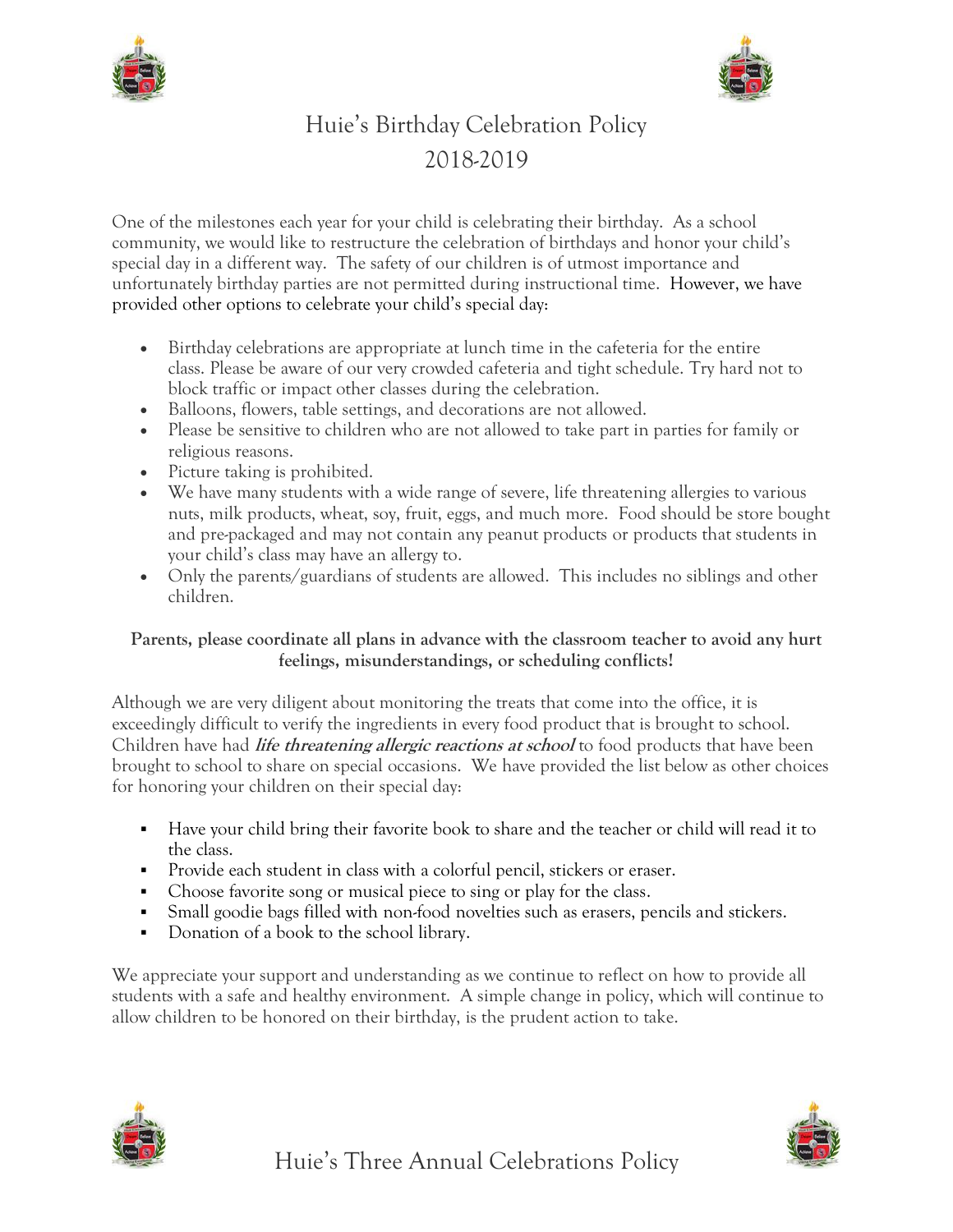# Huie's Birthday Celebration Policy
## 2018-2019

One of the milestones each year for your child is celebrating their birthday. As a school community, we would like to restructure the celebration of birthdays and honor your child's special day in a different way. The safety of our children is of utmost importance and unfortunately birthday parties are not permitted during instructional time. However, we have provided other options to celebrate your child's special day:

- Birthday celebrations are appropriate at lunch time in the cafeteria for the entire class. Please be aware of our very crowded cafeteria and tight schedule. Try hard not to block traffic or impact other classes during the celebration.
- Balloons, flowers, table settings, and decorations are not allowed.
- Please be sensitive to children who are not allowed to take part in parties for family or religious reasons.
- Picture taking is prohibited.
- We have many students with a wide range of severe, life threatening allergies to various nuts, milk products, wheat, soy, fruit, eggs, and much more. Food should be store bought and pre-packaged and may not contain any peanut products or products that students in your child's class may have an allergy to.
- Only the parents/guardians of students are allowed. This includes no siblings and other children.

**Parents, please coordinate all plans in advance with the classroom teacher to avoid any hurt feelings, misunderstandings, or scheduling conflicts!**

Although we are very diligent about monitoring the treats that come into the office, it is exceedingly difficult to verify the ingredients in every food product that is brought to school. Children have had ***life threatening allergic reactions at school*** to food products that have been brought to school to share on special occasions. We have provided the list below as other choices for honoring your children on their special day:

- Have your child bring their favorite book to share and the teacher or child will read it to the class.
- Provide each student in class with a colorful pencil, stickers or eraser.
- Choose favorite song or musical piece to sing or play for the class.
- Small goodie bags filled with non-food novelties such as erasers, pencils and stickers.
- Donation of a book to the school library.

We appreciate your support and understanding as we continue to reflect on how to provide all students with a safe and healthy environment. A simple change in policy, which will continue to allow children to be honored on their birthday, is the prudent action to take.

# Huie's Three Annual Celebrations Policy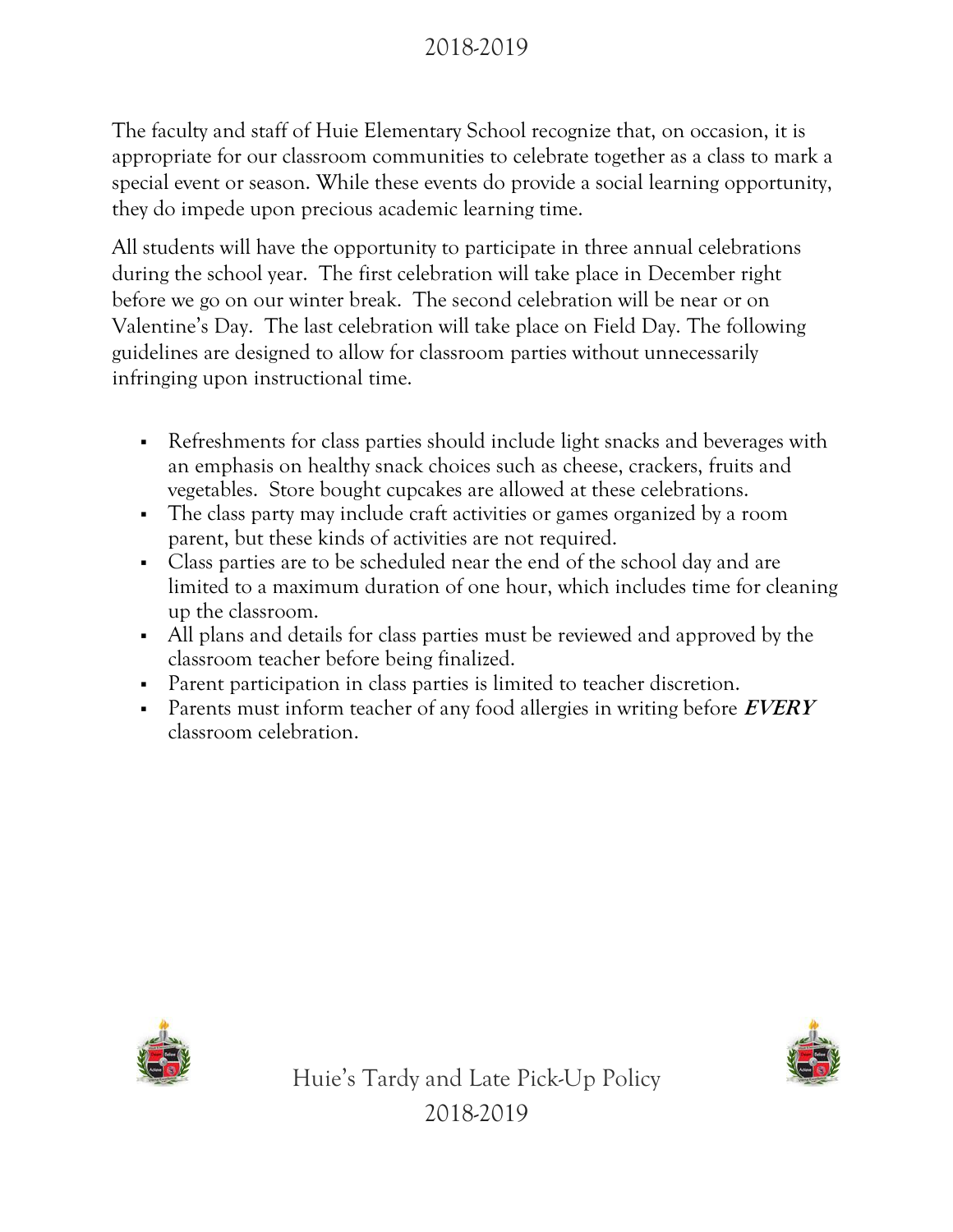2018-2019

The faculty and staff of Huie Elementary School recognize that, on occasion, it is appropriate for our classroom communities to celebrate together as a class to mark a special event or season. While these events do provide a social learning opportunity, they do impede upon precious academic learning time.

All students will have the opportunity to participate in three annual celebrations during the school year. The first celebration will take place in December right before we go on our winter break. The second celebration will be near or on Valentine's Day. The last celebration will take place on Field Day. The following guidelines are designed to allow for classroom parties without unnecessarily infringing upon instructional time.

- Refreshments for class parties should include light snacks and beverages with an emphasis on healthy snack choices such as cheese, crackers, fruits and vegetables. Store bought cupcakes are allowed at these celebrations.
- The class party may include craft activities or games organized by a room parent, but these kinds of activities are not required.
- Class parties are to be scheduled near the end of the school day and are limited to a maximum duration of one hour, which includes time for cleaning up the classroom.
- All plans and details for class parties must be reviewed and approved by the classroom teacher before being finalized.
- Parent participation in class parties is limited to teacher discretion.
- Parents must inform teacher of any food allergies in writing before ***EVERY*** classroom celebration.

# Huie's Tardy and Late Pick-Up Policy

2018-2019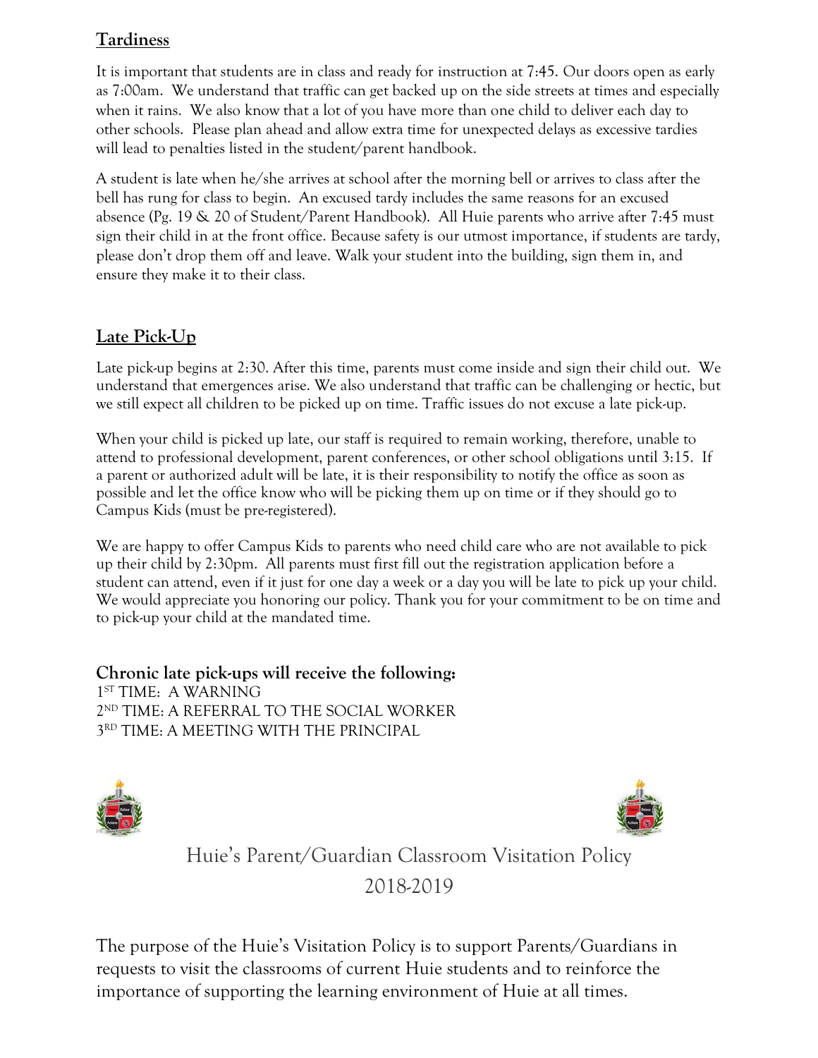## Tardiness

It is important that students are in class and ready for instruction at 7:45. Our doors open as early as 7:00am. We understand that traffic can get backed up on the side streets at times and especially when it rains. We also know that a lot of you have more than one child to deliver each day to other schools. Please plan ahead and allow extra time for unexpected delays as excessive tardies will lead to penalties listed in the student/parent handbook.

A student is late when he/she arrives at school after the morning bell or arrives to class after the bell has rung for class to begin. An excused tardy includes the same reasons for an excused absence (Pg. 19 & 20 of Student/Parent Handbook). All Huie parents who arrive after 7:45 must sign their child in at the front office. Because safety is our utmost importance, if students are tardy, please don't drop them off and leave. Walk your student into the building, sign them in, and ensure they make it to their class.

## Late Pick-Up

Late pick-up begins at 2:30. After this time, parents must come inside and sign their child out. We understand that emergences arise. We also understand that traffic can be challenging or hectic, but we still expect all children to be picked up on time. Traffic issues do not excuse a late pick-up.

When your child is picked up late, our staff is required to remain working, therefore, unable to attend to professional development, parent conferences, or other school obligations until 3:15. If a parent or authorized adult will be late, it is their responsibility to notify the office as soon as possible and let the office know who will be picking them up on time or if they should go to Campus Kids (must be pre-registered).

We are happy to offer Campus Kids to parents who need child care who are not available to pick up their child by 2:30pm. All parents must first fill out the registration application before a student can attend, even if it just for one day a week or a day you will be late to pick up your child. We would appreciate you honoring our policy. Thank you for your commitment to be on time and to pick-up your child at the mandated time.

**Chronic late pick-ups will receive the following:**

1ST TIME: A WARNING
2ND TIME: A REFERRAL TO THE SOCIAL WORKER
3RD TIME: A MEETING WITH THE PRINCIPAL

# Huie's Parent/Guardian Classroom Visitation Policy 2018-2019

The purpose of the Huie's Visitation Policy is to support Parents/Guardians in requests to visit the classrooms of current Huie students and to reinforce the importance of supporting the learning environment of Huie at all times.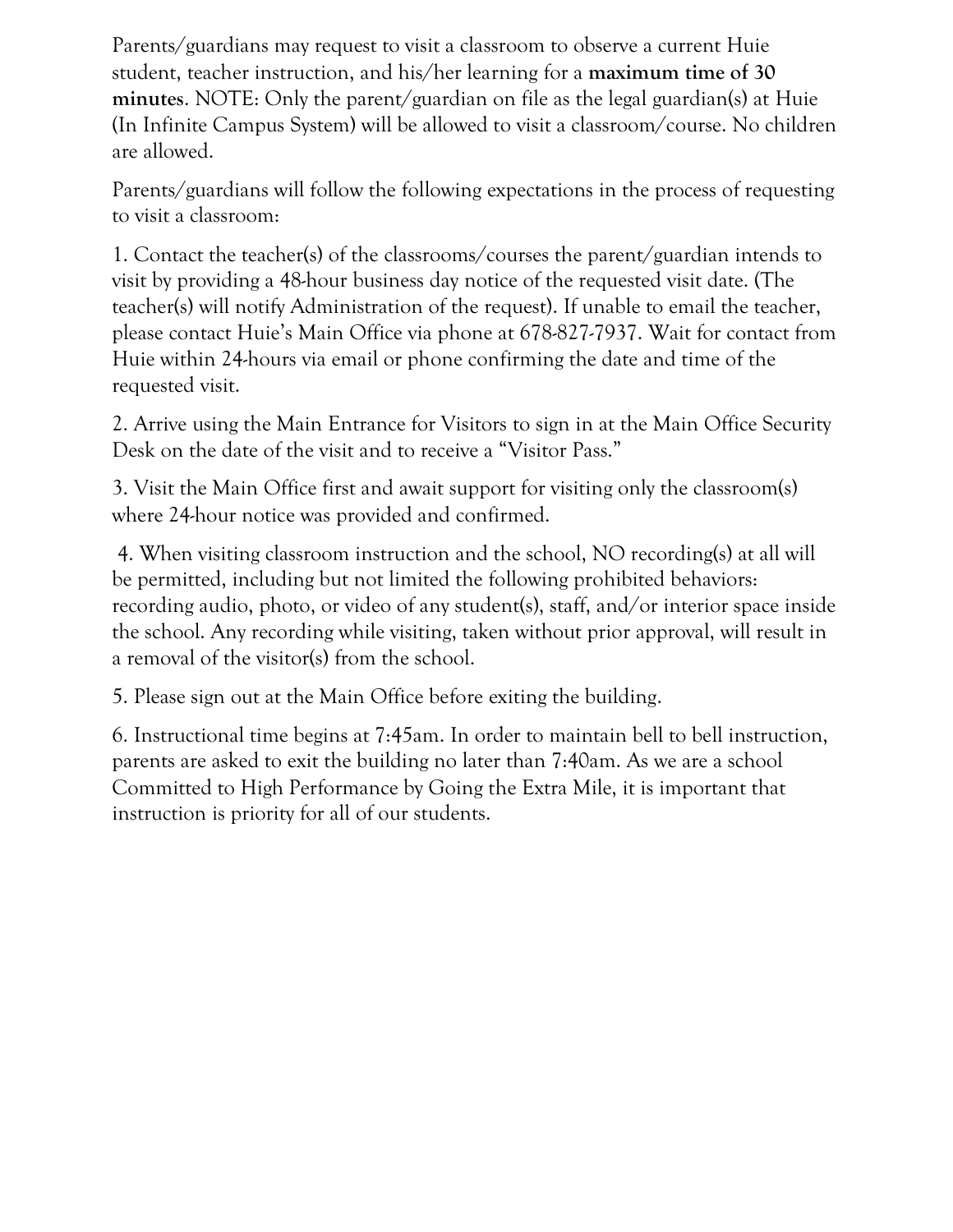Parents/guardians may request to visit a classroom to observe a current Huie student, teacher instruction, and his/her learning for a **maximum time of 30 minutes**. NOTE: Only the parent/guardian on file as the legal guardian(s) at Huie (In Infinite Campus System) will be allowed to visit a classroom/course. No children are allowed.

Parents/guardians will follow the following expectations in the process of requesting to visit a classroom:

1. Contact the teacher(s) of the classrooms/courses the parent/guardian intends to visit by providing a 48-hour business day notice of the requested visit date. (The teacher(s) will notify Administration of the request). If unable to email the teacher, please contact Huie's Main Office via phone at 678-827-7937. Wait for contact from Huie within 24-hours via email or phone confirming the date and time of the requested visit.

2. Arrive using the Main Entrance for Visitors to sign in at the Main Office Security Desk on the date of the visit and to receive a "Visitor Pass."

3. Visit the Main Office first and await support for visiting only the classroom(s) where 24-hour notice was provided and confirmed.

4. When visiting classroom instruction and the school, NO recording(s) at all will be permitted, including but not limited the following prohibited behaviors: recording audio, photo, or video of any student(s), staff, and/or interior space inside the school. Any recording while visiting, taken without prior approval, will result in a removal of the visitor(s) from the school.

5. Please sign out at the Main Office before exiting the building.

6. Instructional time begins at 7:45am. In order to maintain bell to bell instruction, parents are asked to exit the building no later than 7:40am. As we are a school Committed to High Performance by Going the Extra Mile, it is important that instruction is priority for all of our students.